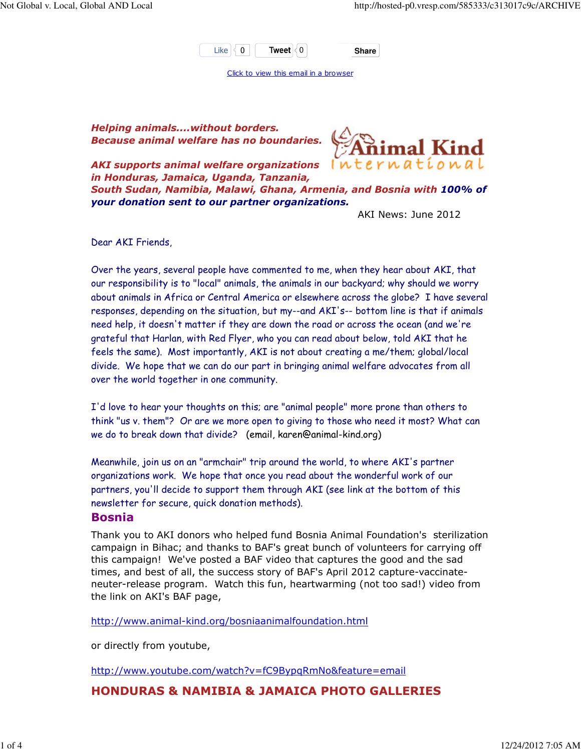Like 0 Tweet 0 Share

Click to view this email in a browser

***Helping animals....without borders.***
***Because animal welfare has no boundaries.***

***AKI supports animal welfare organizations in Honduras, Jamaica, Uganda, Tanzania, South Sudan, Namibia, Malawi, Ghana, Armenia, and Bosnia with 100% of your donation sent to our partner organizations.***

Animal Kind International

AKI News: June 2012

Dear AKI Friends,

Over the years, several people have commented to me, when they hear about AKI, that our responsibility is to "local" animals, the animals in our backyard; why should we worry about animals in Africa or Central America or elsewhere across the globe? I have several responses, depending on the situation, but my--and AKI's-- bottom line is that if animals need help, it doesn't matter if they are down the road or across the ocean (and we're grateful that Harlan, with Red Flyer, who you can read about below, told AKI that he feels the same). Most importantly, AKI is not about creating a me/them; global/local divide. We hope that we can do our part in bringing animal welfare advocates from all over the world together in one community.

I'd love to hear your thoughts on this; are "animal people" more prone than others to think "us v. them"? Or are we more open to giving to those who need it most? What can we do to break down that divide? (email, karen@animal-kind.org)

Meanwhile, join us on an "armchair" trip around the world, to where AKI's partner organizations work. We hope that once you read about the wonderful work of our partners, you'll decide to support them through AKI (see link at the bottom of this newsletter for secure, quick donation methods).

## Bosnia

Thank you to AKI donors who helped fund Bosnia Animal Foundation's sterilization campaign in Bihac; and thanks to BAF's great bunch of volunteers for carrying off this campaign! We've posted a BAF video that captures the good and the sad times, and best of all, the success story of BAF's April 2012 capture-vaccinate-neuter-release program. Watch this fun, heartwarming (not too sad!) video from the link on AKI's BAF page,

http://www.animal-kind.org/bosniaanimalfoundation.html

or directly from youtube,

http://www.youtube.com/watch?v=fC9BypqRmNo&feature=email

## HONDURAS & NAMIBIA & JAMAICA PHOTO GALLERIES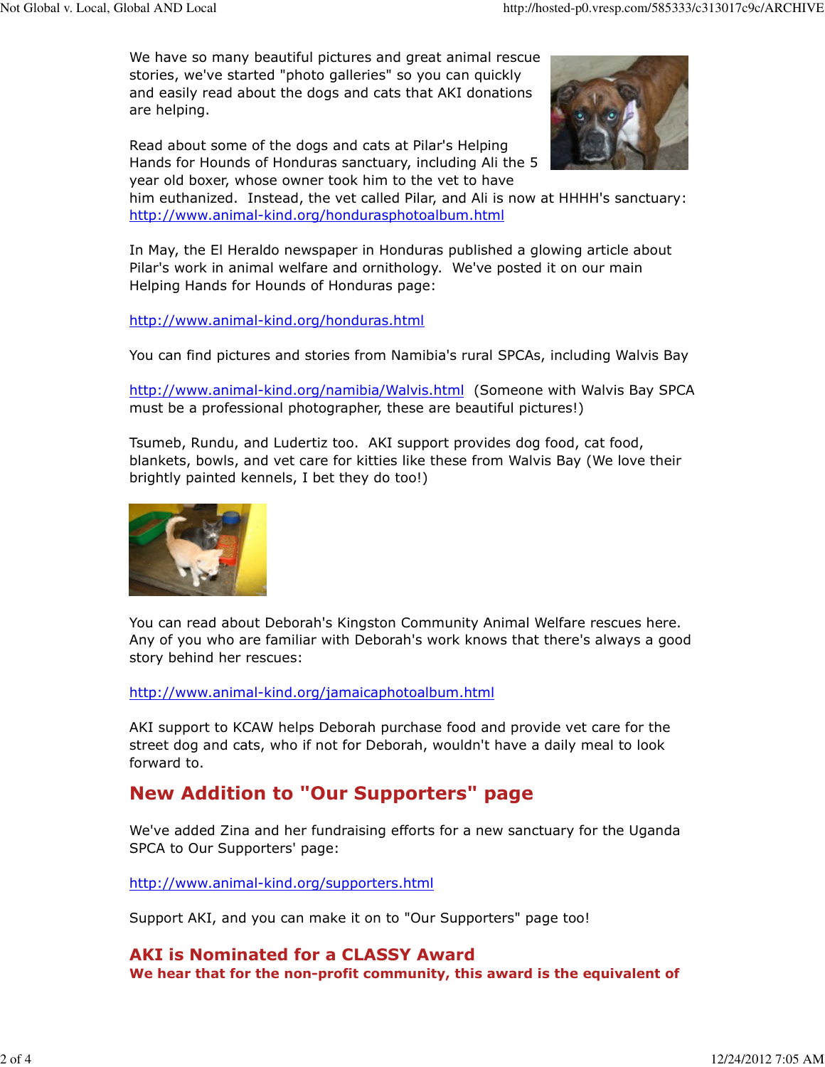We have so many beautiful pictures and great animal rescue stories, we've started "photo galleries" so you can quickly and easily read about the dogs and cats that AKI donations are helping.

Read about some of the dogs and cats at Pilar's Helping Hands for Hounds of Honduras sanctuary, including Ali the 5 year old boxer, whose owner took him to the vet to have him euthanized. Instead, the vet called Pilar, and Ali is now at HHHH's sanctuary: http://www.animal-kind.org/hondurasphotoalbum.html

In May, the El Heraldo newspaper in Honduras published a glowing article about Pilar's work in animal welfare and ornithology. We've posted it on our main Helping Hands for Hounds of Honduras page:

http://www.animal-kind.org/honduras.html

You can find pictures and stories from Namibia's rural SPCAs, including Walvis Bay

http://www.animal-kind.org/namibia/Walvis.html (Someone with Walvis Bay SPCA must be a professional photographer, these are beautiful pictures!)

Tsumeb, Rundu, and Ludertiz too. AKI support provides dog food, cat food, blankets, bowls, and vet care for kitties like these from Walvis Bay (We love their brightly painted kennels, I bet they do too!)

You can read about Deborah's Kingston Community Animal Welfare rescues here. Any of you who are familiar with Deborah's work knows that there's always a good story behind her rescues:

http://www.animal-kind.org/jamaicaphotoalbum.html

AKI support to KCAW helps Deborah purchase food and provide vet care for the street dog and cats, who if not for Deborah, wouldn't have a daily meal to look forward to.

## New Addition to "Our Supporters" page

We've added Zina and her fundraising efforts for a new sanctuary for the Uganda SPCA to Our Supporters' page:

http://www.animal-kind.org/supporters.html

Support AKI, and you can make it on to "Our Supporters" page too!

## AKI is Nominated for a CLASSY Award

**We hear that for the non-profit community, this award is the equivalent of**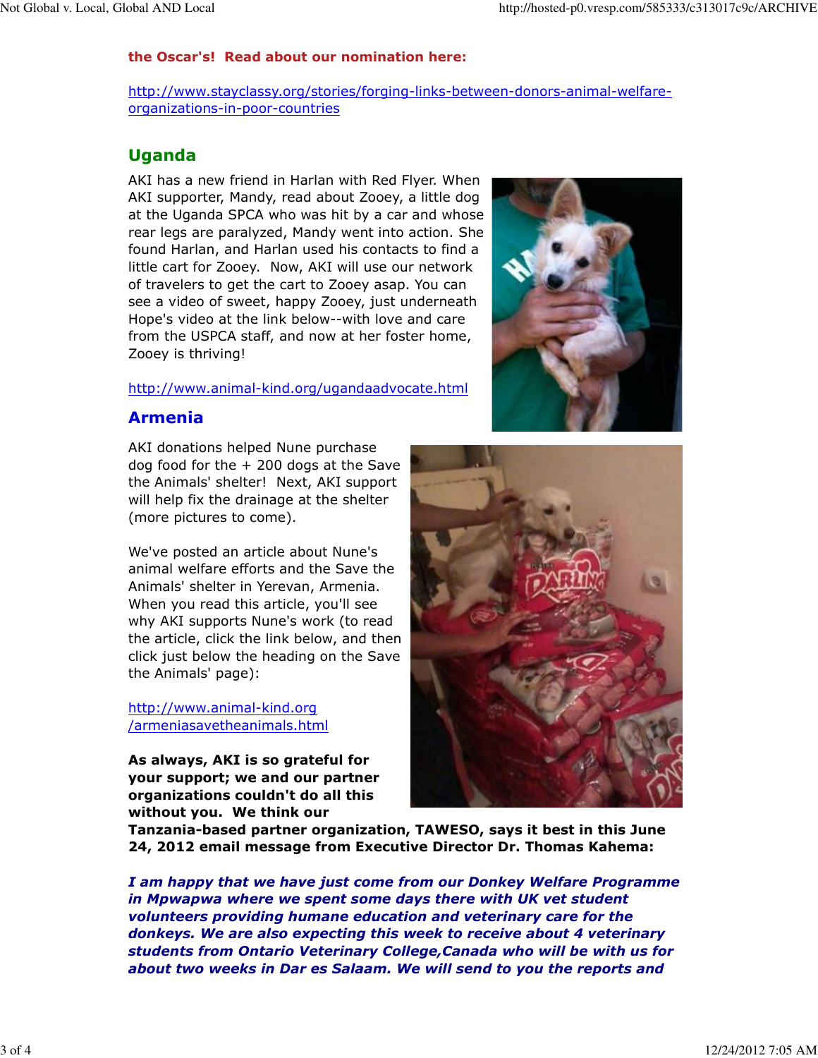**the Oscar's! Read about our nomination here:**

http://www.stayclassy.org/stories/forging-links-between-donors-animal-welfare-organizations-in-poor-countries

## Uganda

AKI has a new friend in Harlan with Red Flyer. When AKI supporter, Mandy, read about Zooey, a little dog at the Uganda SPCA who was hit by a car and whose rear legs are paralyzed, Mandy went into action. She found Harlan, and Harlan used his contacts to find a little cart for Zooey. Now, AKI will use our network of travelers to get the cart to Zooey asap. You can see a video of sweet, happy Zooey, just underneath Hope's video at the link below--with love and care from the USPCA staff, and now at her foster home, Zooey is thriving!

http://www.animal-kind.org/ugandaadvocate.html

## Armenia

AKI donations helped Nune purchase dog food for the + 200 dogs at the Save the Animals' shelter! Next, AKI support will help fix the drainage at the shelter (more pictures to come).

We've posted an article about Nune's animal welfare efforts and the Save the Animals' shelter in Yerevan, Armenia. When you read this article, you'll see why AKI supports Nune's work (to read the article, click the link below, and then click just below the heading on the Save the Animals' page):

http://www.animal-kind.org/armeniasavetheanimals.html

**As always, AKI is so grateful for your support; we and our partner organizations couldn't do all this without you. We think our Tanzania-based partner organization, TAWESO, says it best in this June 24, 2012 email message from Executive Director Dr. Thomas Kahema:**

***I am happy that we have just come from our Donkey Welfare Programme in Mpwapwa where we spent some days there with UK vet student volunteers providing humane education and veterinary care for the donkeys. We are also expecting this week to receive about 4 veterinary students from Ontario Veterinary College,Canada who will be with us for about two weeks in Dar es Salaam. We will send to you the reports and***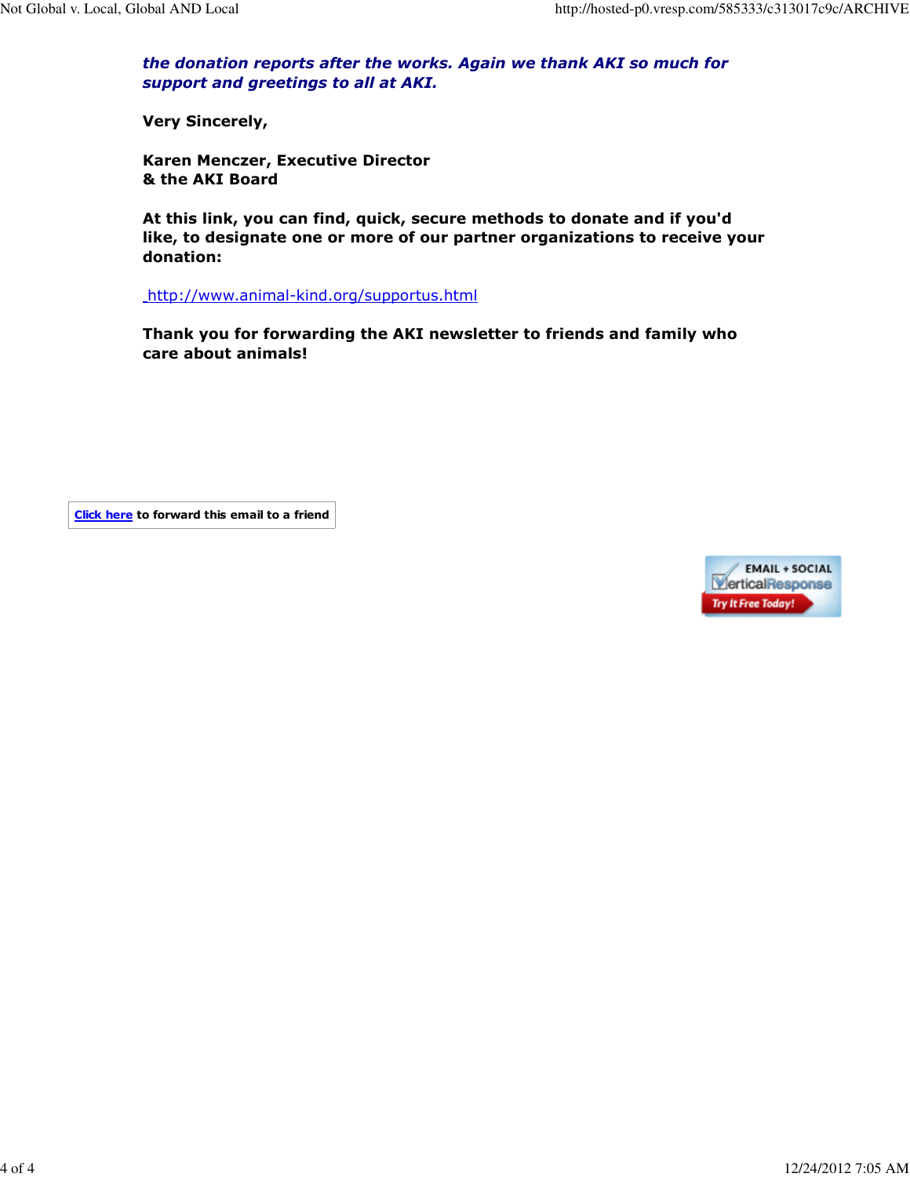***the donation reports after the works. Again we thank AKI so much for support and greetings to all at AKI.***

**Very Sincerely,**

**Karen Menczer, Executive Director**
**& the AKI Board**

**At this link, you can find, quick, secure methods to donate and if you'd like, to designate one or more of our partner organizations to receive your donation:**

http://www.animal-kind.org/supportus.html

**Thank you for forwarding the AKI newsletter to friends and family who care about animals!**

**Click here to forward this email to a friend**